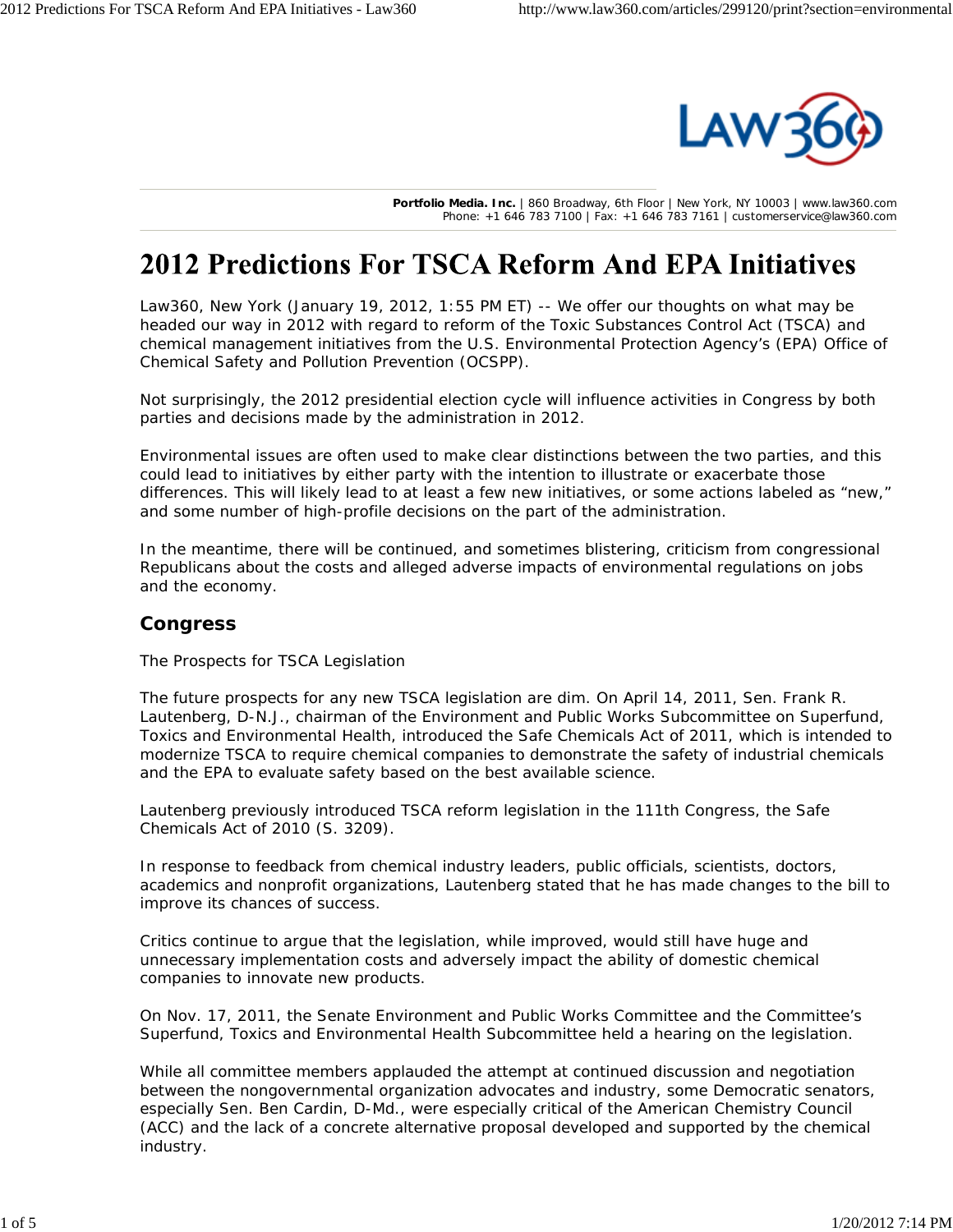Portfolio Media. Inc. | 860 Broadway, 6th Floor | New York, NY 10003 | www.law360.com
Phone: +1 646 783 7100 | Fax: +1 646 783 7161 | customerservice@law360.com

# 2012 Predictions For TSCA Reform And EPA Initiatives

Law360, New York (January 19, 2012, 1:55 PM ET) -- We offer our thoughts on what may be headed our way in 2012 with regard to reform of the Toxic Substances Control Act (TSCA) and chemical management initiatives from the U.S. Environmental Protection Agency's (EPA) Office of Chemical Safety and Pollution Prevention (OCSPP).

Not surprisingly, the 2012 presidential election cycle will influence activities in Congress by both parties and decisions made by the administration in 2012.

Environmental issues are often used to make clear distinctions between the two parties, and this could lead to initiatives by either party with the intention to illustrate or exacerbate those differences. This will likely lead to at least a few new initiatives, or some actions labeled as "new," and some number of high-profile decisions on the part of the administration.

In the meantime, there will be continued, and sometimes blistering, criticism from congressional Republicans about the costs and alleged adverse impacts of environmental regulations on jobs and the economy.

## Congress

The Prospects for TSCA Legislation

The future prospects for any new TSCA legislation are dim. On April 14, 2011, Sen. Frank R. Lautenberg, D-N.J., chairman of the Environment and Public Works Subcommittee on Superfund, Toxics and Environmental Health, introduced the Safe Chemicals Act of 2011, which is intended to modernize TSCA to require chemical companies to demonstrate the safety of industrial chemicals and the EPA to evaluate safety based on the best available science.

Lautenberg previously introduced TSCA reform legislation in the 111th Congress, the Safe Chemicals Act of 2010 (S. 3209).

In response to feedback from chemical industry leaders, public officials, scientists, doctors, academics and nonprofit organizations, Lautenberg stated that he has made changes to the bill to improve its chances of success.

Critics continue to argue that the legislation, while improved, would still have huge and unnecessary implementation costs and adversely impact the ability of domestic chemical companies to innovate new products.

On Nov. 17, 2011, the Senate Environment and Public Works Committee and the Committee's Superfund, Toxics and Environmental Health Subcommittee held a hearing on the legislation.

While all committee members applauded the attempt at continued discussion and negotiation between the nongovernmental organization advocates and industry, some Democratic senators, especially Sen. Ben Cardin, D-Md., were especially critical of the American Chemistry Council (ACC) and the lack of a concrete alternative proposal developed and supported by the chemical industry.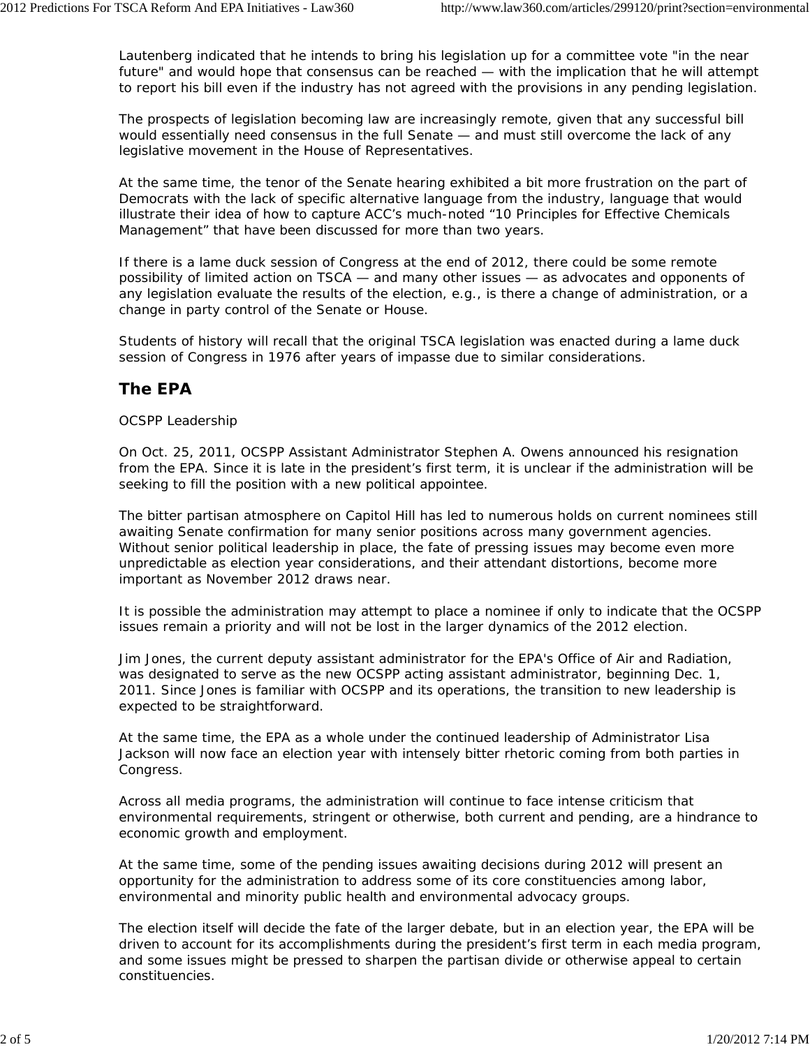Lautenberg indicated that he intends to bring his legislation up for a committee vote "in the near future" and would hope that consensus can be reached — with the implication that he will attempt to report his bill even if the industry has not agreed with the provisions in any pending legislation.

The prospects of legislation becoming law are increasingly remote, given that any successful bill would essentially need consensus in the full Senate — and must still overcome the lack of any legislative movement in the House of Representatives.

At the same time, the tenor of the Senate hearing exhibited a bit more frustration on the part of Democrats with the lack of specific alternative language from the industry, language that would illustrate their idea of how to capture ACC's much-noted "10 Principles for Effective Chemicals Management" that have been discussed for more than two years.

If there is a lame duck session of Congress at the end of 2012, there could be some remote possibility of limited action on TSCA — and many other issues — as advocates and opponents of any legislation evaluate the results of the election, e.g., is there a change of administration, or a change in party control of the Senate or House.

Students of history will recall that the original TSCA legislation was enacted during a lame duck session of Congress in 1976 after years of impasse due to similar considerations.

## The EPA

OCSPP Leadership

On Oct. 25, 2011, OCSPP Assistant Administrator Stephen A. Owens announced his resignation from the EPA. Since it is late in the president's first term, it is unclear if the administration will be seeking to fill the position with a new political appointee.

The bitter partisan atmosphere on Capitol Hill has led to numerous holds on current nominees still awaiting Senate confirmation for many senior positions across many government agencies. Without senior political leadership in place, the fate of pressing issues may become even more unpredictable as election year considerations, and their attendant distortions, become more important as November 2012 draws near.

It is possible the administration may attempt to place a nominee if only to indicate that the OCSPP issues remain a priority and will not be lost in the larger dynamics of the 2012 election.

Jim Jones, the current deputy assistant administrator for the EPA's Office of Air and Radiation, was designated to serve as the new OCSPP acting assistant administrator, beginning Dec. 1, 2011. Since Jones is familiar with OCSPP and its operations, the transition to new leadership is expected to be straightforward.

At the same time, the EPA as a whole under the continued leadership of Administrator Lisa Jackson will now face an election year with intensely bitter rhetoric coming from both parties in Congress.

Across all media programs, the administration will continue to face intense criticism that environmental requirements, stringent or otherwise, both current and pending, are a hindrance to economic growth and employment.

At the same time, some of the pending issues awaiting decisions during 2012 will present an opportunity for the administration to address some of its core constituencies among labor, environmental and minority public health and environmental advocacy groups.

The election itself will decide the fate of the larger debate, but in an election year, the EPA will be driven to account for its accomplishments during the president's first term in each media program, and some issues might be pressed to sharpen the partisan divide or otherwise appeal to certain constituencies.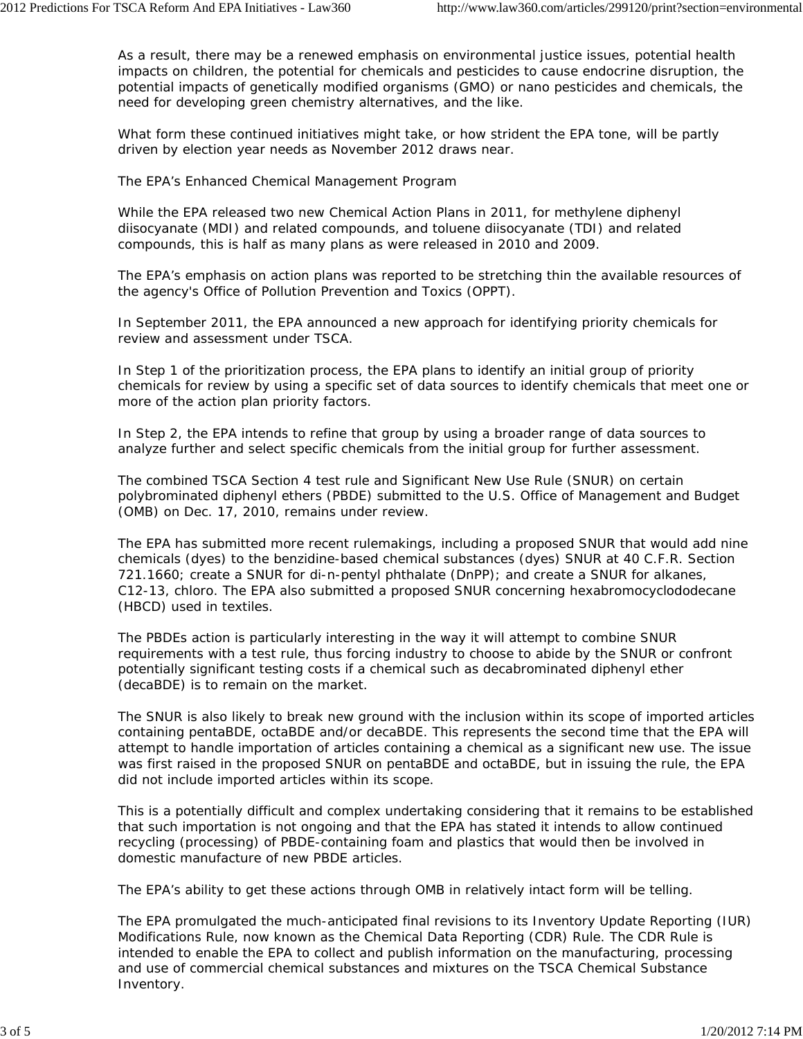As a result, there may be a renewed emphasis on environmental justice issues, potential health impacts on children, the potential for chemicals and pesticides to cause endocrine disruption, the potential impacts of genetically modified organisms (GMO) or nano pesticides and chemicals, the need for developing green chemistry alternatives, and the like.

What form these continued initiatives might take, or how strident the EPA tone, will be partly driven by election year needs as November 2012 draws near.

The EPA's Enhanced Chemical Management Program

While the EPA released two new Chemical Action Plans in 2011, for methylene diphenyl diisocyanate (MDI) and related compounds, and toluene diisocyanate (TDI) and related compounds, this is half as many plans as were released in 2010 and 2009.

The EPA's emphasis on action plans was reported to be stretching thin the available resources of the agency's Office of Pollution Prevention and Toxics (OPPT).

In September 2011, the EPA announced a new approach for identifying priority chemicals for review and assessment under TSCA.

In Step 1 of the prioritization process, the EPA plans to identify an initial group of priority chemicals for review by using a specific set of data sources to identify chemicals that meet one or more of the action plan priority factors.

In Step 2, the EPA intends to refine that group by using a broader range of data sources to analyze further and select specific chemicals from the initial group for further assessment.

The combined TSCA Section 4 test rule and Significant New Use Rule (SNUR) on certain polybrominated diphenyl ethers (PBDE) submitted to the U.S. Office of Management and Budget (OMB) on Dec. 17, 2010, remains under review.

The EPA has submitted more recent rulemakings, including a proposed SNUR that would add nine chemicals (dyes) to the benzidine-based chemical substances (dyes) SNUR at 40 C.F.R. Section 721.1660; create a SNUR for di-n-pentyl phthalate (DnPP); and create a SNUR for alkanes, C12-13, chloro. The EPA also submitted a proposed SNUR concerning hexabromocyclododecane (HBCD) used in textiles.

The PBDEs action is particularly interesting in the way it will attempt to combine SNUR requirements with a test rule, thus forcing industry to choose to abide by the SNUR or confront potentially significant testing costs if a chemical such as decabrominated diphenyl ether (decaBDE) is to remain on the market.

The SNUR is also likely to break new ground with the inclusion within its scope of imported articles containing pentaBDE, octaBDE and/or decaBDE. This represents the second time that the EPA will attempt to handle importation of articles containing a chemical as a significant new use. The issue was first raised in the proposed SNUR on pentaBDE and octaBDE, but in issuing the rule, the EPA did not include imported articles within its scope.

This is a potentially difficult and complex undertaking considering that it remains to be established that such importation is not ongoing and that the EPA has stated it intends to allow continued recycling (processing) of PBDE-containing foam and plastics that would then be involved in domestic manufacture of new PBDE articles.

The EPA's ability to get these actions through OMB in relatively intact form will be telling.

The EPA promulgated the much-anticipated final revisions to its Inventory Update Reporting (IUR) Modifications Rule, now known as the Chemical Data Reporting (CDR) Rule. The CDR Rule is intended to enable the EPA to collect and publish information on the manufacturing, processing and use of commercial chemical substances and mixtures on the TSCA Chemical Substance Inventory.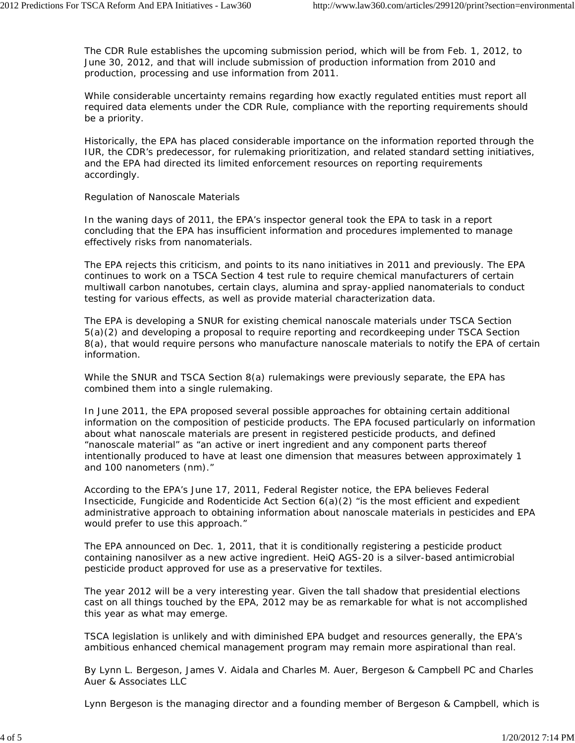The CDR Rule establishes the upcoming submission period, which will be from Feb. 1, 2012, to June 30, 2012, and that will include submission of production information from 2010 and production, processing and use information from 2011.

While considerable uncertainty remains regarding how exactly regulated entities must report all required data elements under the CDR Rule, compliance with the reporting requirements should be a priority.

Historically, the EPA has placed considerable importance on the information reported through the IUR, the CDR's predecessor, for rulemaking prioritization, and related standard setting initiatives, and the EPA had directed its limited enforcement resources on reporting requirements accordingly.

## Regulation of Nanoscale Materials

In the waning days of 2011, the EPA's inspector general took the EPA to task in a report concluding that the EPA has insufficient information and procedures implemented to manage effectively risks from nanomaterials.

The EPA rejects this criticism, and points to its nano initiatives in 2011 and previously. The EPA continues to work on a TSCA Section 4 test rule to require chemical manufacturers of certain multiwall carbon nanotubes, certain clays, alumina and spray-applied nanomaterials to conduct testing for various effects, as well as provide material characterization data.

The EPA is developing a SNUR for existing chemical nanoscale materials under TSCA Section 5(a)(2) and developing a proposal to require reporting and recordkeeping under TSCA Section 8(a), that would require persons who manufacture nanoscale materials to notify the EPA of certain information.

While the SNUR and TSCA Section 8(a) rulemakings were previously separate, the EPA has combined them into a single rulemaking.

In June 2011, the EPA proposed several possible approaches for obtaining certain additional information on the composition of pesticide products. The EPA focused particularly on information about what nanoscale materials are present in registered pesticide products, and defined "nanoscale material" as "an active or inert ingredient and any component parts thereof intentionally produced to have at least one dimension that measures between approximately 1 and 100 nanometers (nm)."

According to the EPA's June 17, 2011, Federal Register notice, the EPA believes Federal Insecticide, Fungicide and Rodenticide Act Section 6(a)(2) "is the most efficient and expedient administrative approach to obtaining information about nanoscale materials in pesticides and EPA would prefer to use this approach."

The EPA announced on Dec. 1, 2011, that it is conditionally registering a pesticide product containing nanosilver as a new active ingredient. HeiQ AGS-20 is a silver-based antimicrobial pesticide product approved for use as a preservative for textiles.

The year 2012 will be a very interesting year. Given the tall shadow that presidential elections cast on all things touched by the EPA, 2012 may be as remarkable for what is not accomplished this year as what may emerge.

TSCA legislation is unlikely and with diminished EPA budget and resources generally, the EPA's ambitious enhanced chemical management program may remain more aspirational than real.

By Lynn L. Bergeson, James V. Aidala and Charles M. Auer, Bergeson & Campbell PC and Charles Auer & Associates LLC

Lynn Bergeson is the managing director and a founding member of Bergeson & Campbell, which is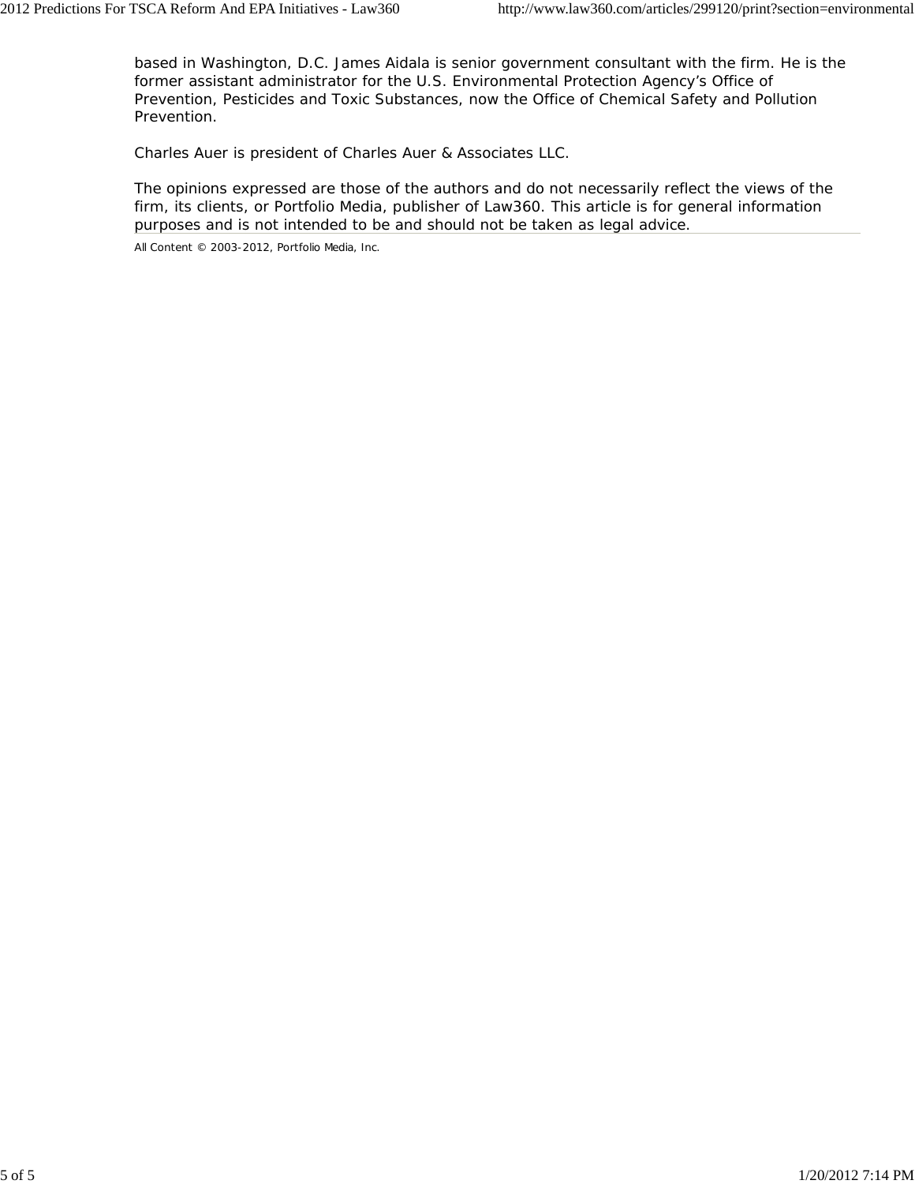based in Washington, D.C. James Aidala is senior government consultant with the firm. He is the former assistant administrator for the U.S. Environmental Protection Agency's Office of Prevention, Pesticides and Toxic Substances, now the Office of Chemical Safety and Pollution Prevention.

Charles Auer is president of Charles Auer & Associates LLC.

The opinions expressed are those of the authors and do not necessarily reflect the views of the firm, its clients, or Portfolio Media, publisher of Law360. This article is for general information purposes and is not intended to be and should not be taken as legal advice.

All Content © 2003-2012, Portfolio Media, Inc.